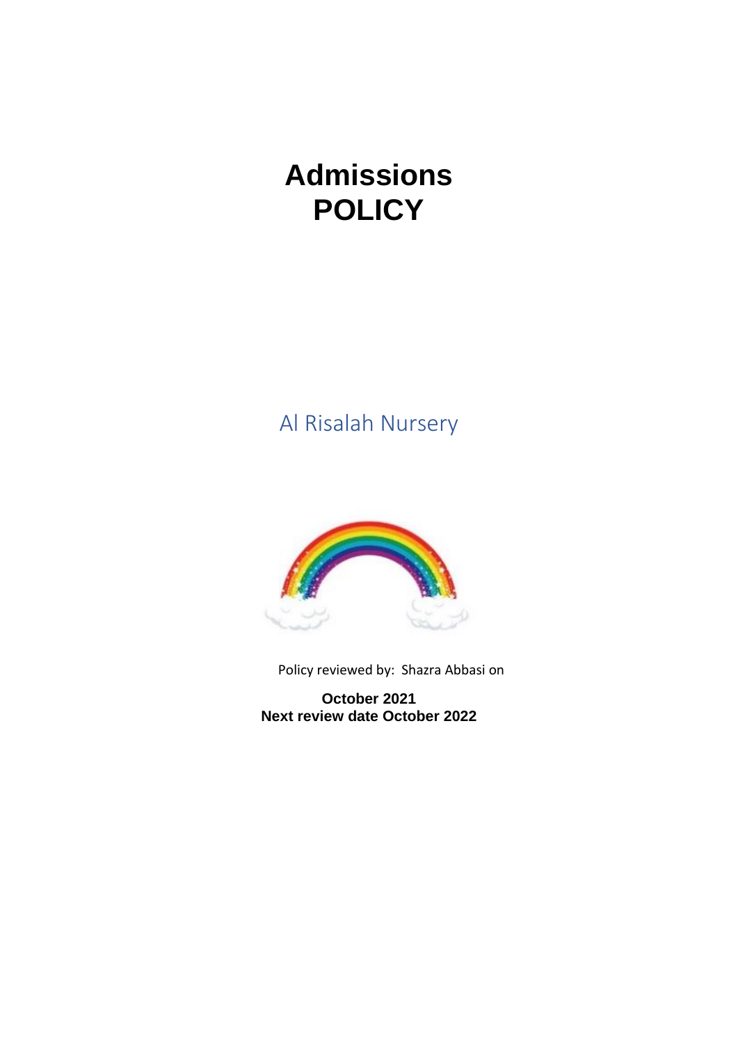# Admissions POLICY

Al Risalah Nursery

Policy reviewed by: Shazra Abbasi on

**October 2021**
**Next review date October 2022**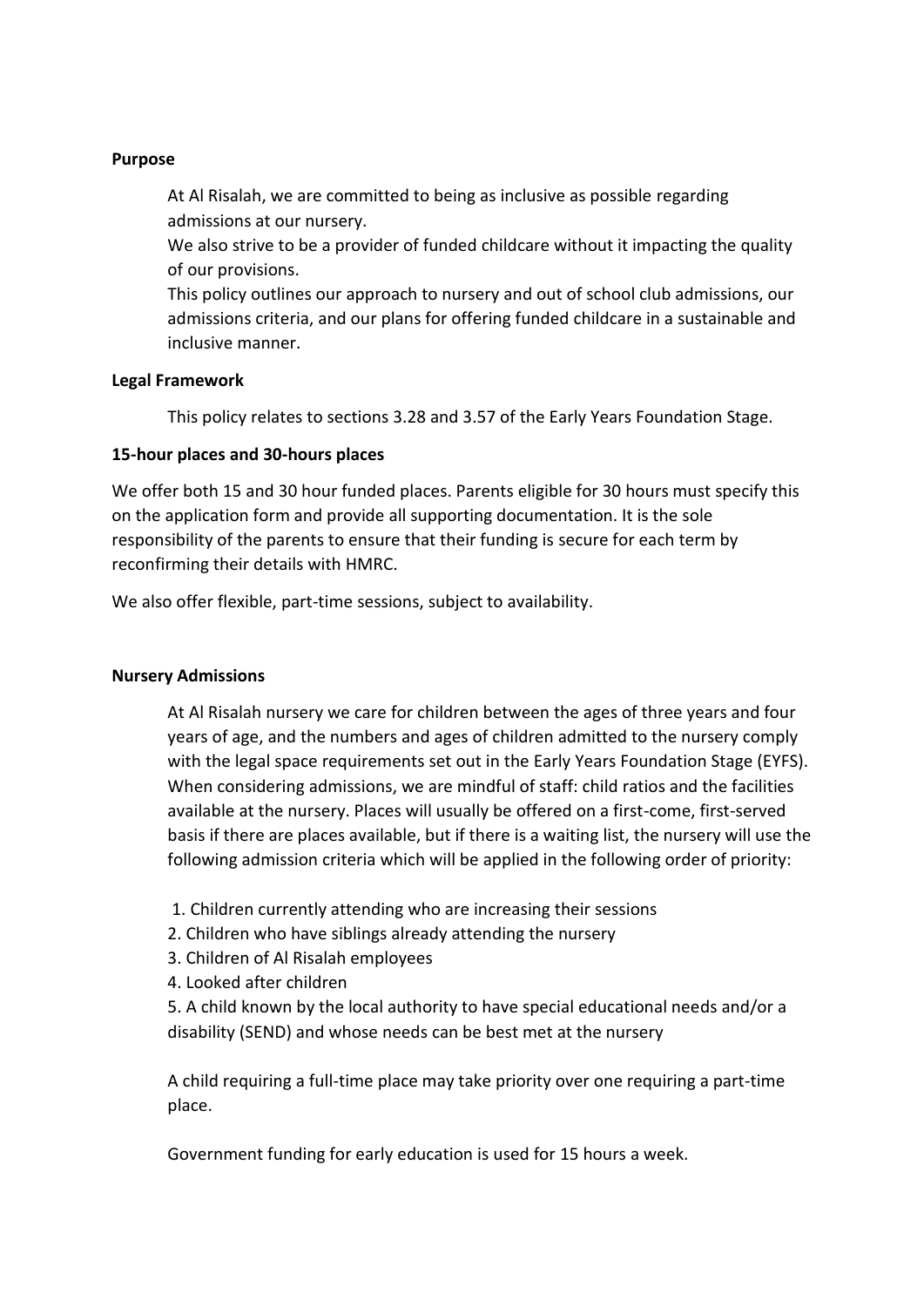**Purpose**

At Al Risalah, we are committed to being as inclusive as possible regarding admissions at our nursery.

We also strive to be a provider of funded childcare without it impacting the quality of our provisions.

This policy outlines our approach to nursery and out of school club admissions, our admissions criteria, and our plans for offering funded childcare in a sustainable and inclusive manner.

**Legal Framework**

This policy relates to sections 3.28 and 3.57 of the Early Years Foundation Stage.

**15-hour places and 30-hours places**

We offer both 15 and 30 hour funded places. Parents eligible for 30 hours must specify this on the application form and provide all supporting documentation. It is the sole responsibility of the parents to ensure that their funding is secure for each term by reconfirming their details with HMRC.

We also offer flexible, part-time sessions, subject to availability.

**Nursery Admissions**

At Al Risalah nursery we care for children between the ages of three years and four years of age, and the numbers and ages of children admitted to the nursery comply with the legal space requirements set out in the Early Years Foundation Stage (EYFS). When considering admissions, we are mindful of staff: child ratios and the facilities available at the nursery. Places will usually be offered on a first-come, first-served basis if there are places available, but if there is a waiting list, the nursery will use the following admission criteria which will be applied in the following order of priority:

1. Children currently attending who are increasing their sessions
2. Children who have siblings already attending the nursery
3. Children of Al Risalah employees
4. Looked after children
5. A child known by the local authority to have special educational needs and/or a disability (SEND) and whose needs can be best met at the nursery

A child requiring a full-time place may take priority over one requiring a part-time place.

Government funding for early education is used for 15 hours a week.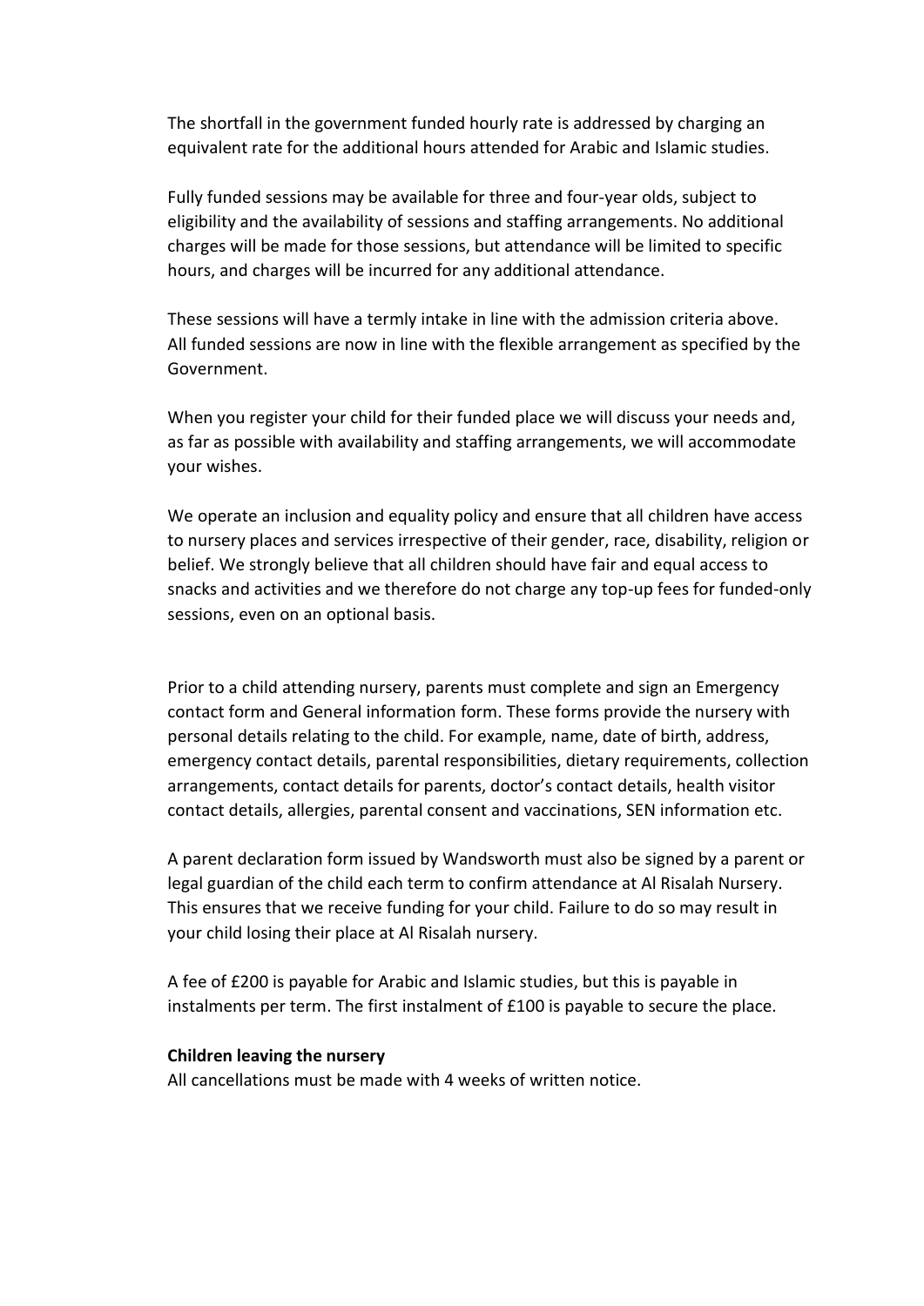The shortfall in the government funded hourly rate is addressed by charging an equivalent rate for the additional hours attended for Arabic and Islamic studies.

Fully funded sessions may be available for three and four-year olds, subject to eligibility and the availability of sessions and staffing arrangements. No additional charges will be made for those sessions, but attendance will be limited to specific hours, and charges will be incurred for any additional attendance.

These sessions will have a termly intake in line with the admission criteria above. All funded sessions are now in line with the flexible arrangement as specified by the Government.

When you register your child for their funded place we will discuss your needs and, as far as possible with availability and staffing arrangements, we will accommodate your wishes.

We operate an inclusion and equality policy and ensure that all children have access to nursery places and services irrespective of their gender, race, disability, religion or belief. We strongly believe that all children should have fair and equal access to snacks and activities and we therefore do not charge any top-up fees for funded-only sessions, even on an optional basis.

Prior to a child attending nursery, parents must complete and sign an Emergency contact form and General information form. These forms provide the nursery with personal details relating to the child. For example, name, date of birth, address, emergency contact details, parental responsibilities, dietary requirements, collection arrangements, contact details for parents, doctor's contact details, health visitor contact details, allergies, parental consent and vaccinations, SEN information etc.

A parent declaration form issued by Wandsworth must also be signed by a parent or legal guardian of the child each term to confirm attendance at Al Risalah Nursery. This ensures that we receive funding for your child. Failure to do so may result in your child losing their place at Al Risalah nursery.

A fee of £200 is payable for Arabic and Islamic studies, but this is payable in instalments per term. The first instalment of £100 is payable to secure the place.

**Children leaving the nursery**

All cancellations must be made with 4 weeks of written notice.